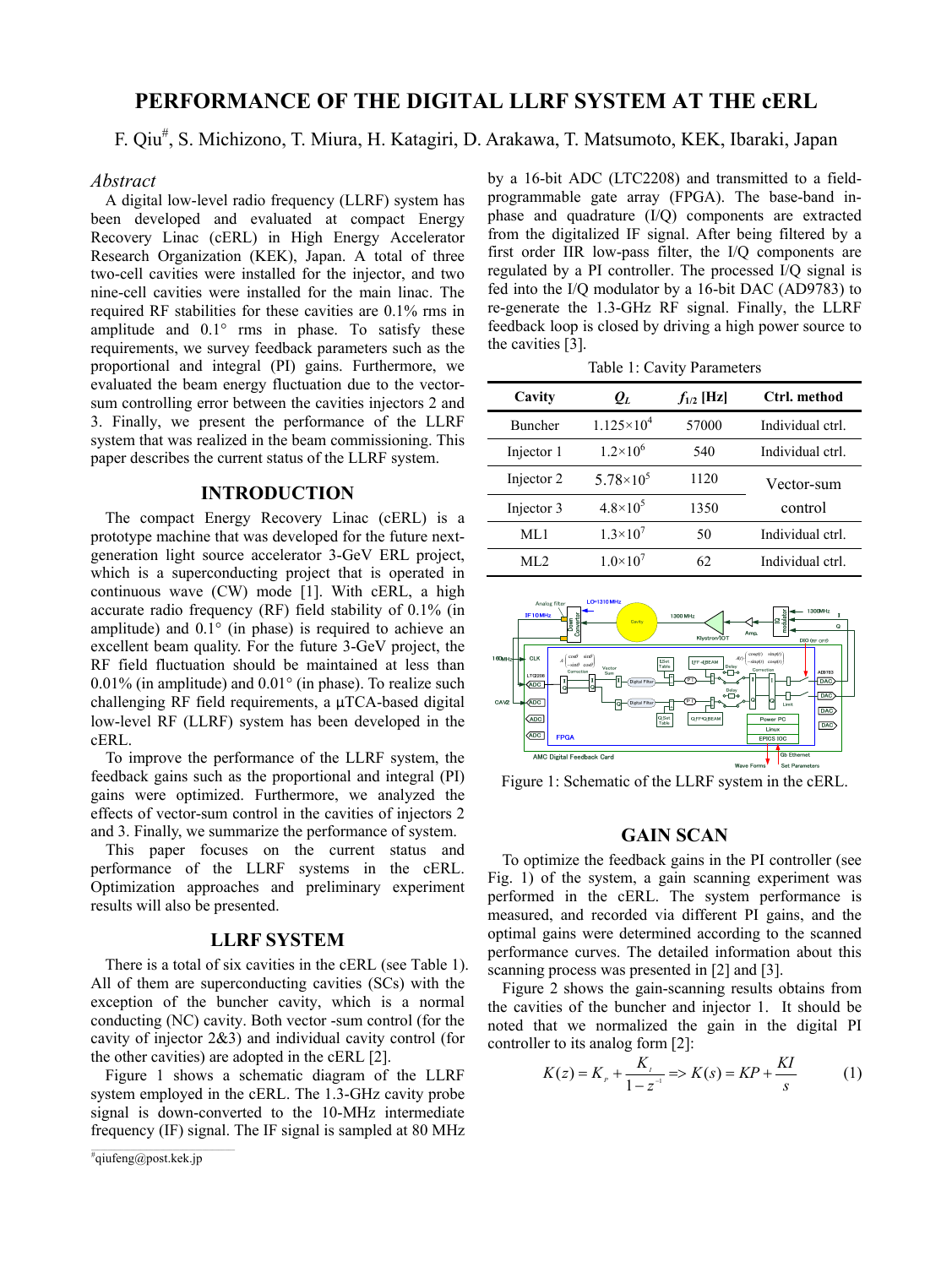# PERFORMANCE OF THE DIGITAL LLRF SYSTEM AT THE cERL

F. Qiu#, S. Michizono, T. Miura, H. Katagiri, D. Arakawa, T. Matsumoto, KEK, Ibaraki, Japan

## Abstract

A digital low-level radio frequency (LLRF) system has been developed and evaluated at compact Energy Recovery Linac (cERL) in High Energy Accelerator Research Organization (KEK), Japan. A total of three two-cell cavities were installed for the injector, and two nine-cell cavities were installed for the main linac. The required RF stabilities for these cavities are 0.1% rms in amplitude and 0.1° rms in phase. To satisfy these requirements, we survey feedback parameters such as the proportional and integral (PI) gains. Furthermore, we evaluated the beam energy fluctuation due to the vector-sum controlling error between the cavities injectors 2 and 3. Finally, we present the performance of the LLRF system that was realized in the beam commissioning. This paper describes the current status of the LLRF system.

## INTRODUCTION

The compact Energy Recovery Linac (cERL) is a prototype machine that was developed for the future next-generation light source accelerator 3-GeV ERL project, which is a superconducting project that is operated in continuous wave (CW) mode [1]. With cERL, a high accurate radio frequency (RF) field stability of 0.1% (in amplitude) and 0.1° (in phase) is required to achieve an excellent beam quality. For the future 3-GeV project, the RF field fluctuation should be maintained at less than 0.01% (in amplitude) and 0.01° (in phase). To realize such challenging RF field requirements, a μTCA-based digital low-level RF (LLRF) system has been developed in the cERL.

To improve the performance of the LLRF system, the feedback gains such as the proportional and integral (PI) gains were optimized. Furthermore, we analyzed the effects of vector-sum control in the cavities of injectors 2 and 3. Finally, we summarize the performance of system.

This paper focuses on the current status and performance of the LLRF systems in the cERL. Optimization approaches and preliminary experiment results will also be presented.

## LLRF SYSTEM

There is a total of six cavities in the cERL (see Table 1). All of them are superconducting cavities (SCs) with the exception of the buncher cavity, which is a normal conducting (NC) cavity. Both vector -sum control (for the cavity of injector 2&3) and individual cavity control (for the other cavities) are adopted in the cERL [2].

Figure 1 shows a schematic diagram of the LLRF system employed in the cERL. The 1.3-GHz cavity probe signal is down-converted to the 10-MHz intermediate frequency (IF) signal. The IF signal is sampled at 80 MHz by a 16-bit ADC (LTC2208) and transmitted to a field-programmable gate array (FPGA). The base-band in-phase and quadrature (I/Q) components are extracted from the digitalized IF signal. After being filtered by a first order IIR low-pass filter, the I/Q components are regulated by a PI controller. The processed I/Q signal is fed into the I/Q modulator by a 16-bit DAC (AD9783) to re-generate the 1.3-GHz RF signal. Finally, the LLRF feedback loop is closed by driving a high power source to the cavities [3].

Table 1: Cavity Parameters

| Cavity | $Q_L$ | $f_{1/2}$ [Hz] | Ctrl. method |
|---|---|---|---|
| Buncher | $1.125\times10^4$ | 57000 | Individual ctrl. |
| Injector 1 | $1.2\times10^6$ | 540 | Individual ctrl. |
| Injector 2 | $5.78\times10^5$ | 1120 | Vector-sum control |
| Injector 3 | $4.8\times10^5$ | 1350 | |
| ML1 | $1.3\times10^7$ | 50 | Individual ctrl. |
| ML2 | $1.0\times10^7$ | 62 | Individual ctrl. |

Figure 1: Schematic of the LLRF system in the cERL.

## GAIN SCAN

To optimize the feedback gains in the PI controller (see Fig. 1) of the system, a gain scanning experiment was performed in the cERL. The system performance is measured, and recorded via different PI gains, and the optimal gains were determined according to the scanned performance curves. The detailed information about this scanning process was presented in [2] and [3].

Figure 2 shows the gain-scanning results obtains from the cavities of the buncher and injector 1. It should be noted that we normalized the gain in the digital PI controller to its analog form [2]:

$$K(z) = K_P + \frac{K_I}{1 - z^{-1}} \Rightarrow K(s) = KP + \frac{KI}{s} \qquad (1)$$

#qiufeng@post.kek.jp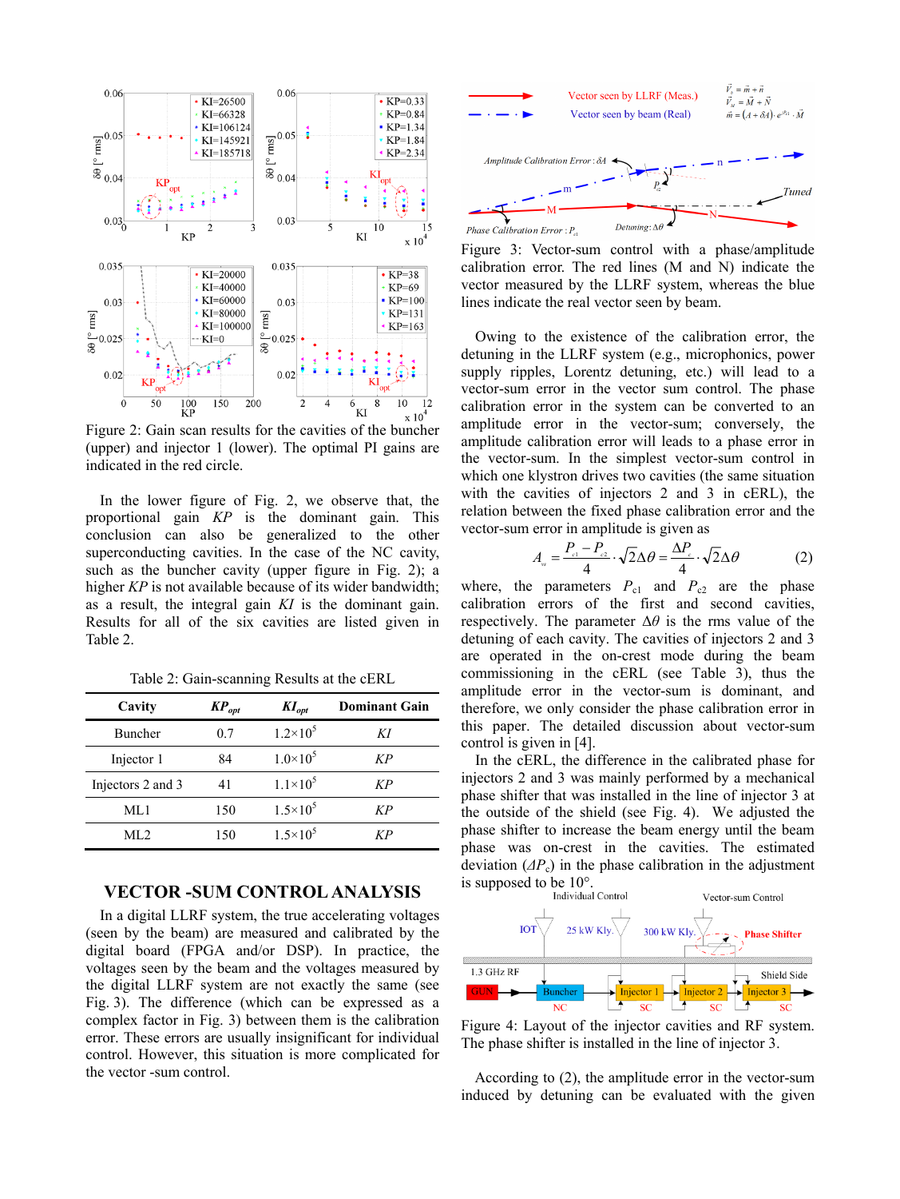Figure 2: Gain scan results for the cavities of the buncher (upper) and injector 1 (lower). The optimal PI gains are indicated in the red circle.

In the lower figure of Fig. 2, we observe that, the proportional gain *KP* is the dominant gain. This conclusion can also be generalized to the other superconducting cavities. In the case of the NC cavity, such as the buncher cavity (upper figure in Fig. 2); a higher *KP* is not available because of its wider bandwidth; as a result, the integral gain *KI* is the dominant gain. Results for all of the six cavities are listed given in Table 2.

Table 2: Gain-scanning Results at the cERL

| Cavity | $KP_{opt}$ | $KI_{opt}$ | Dominant Gain |
|---|---|---|---|
| Buncher | 0.7 | $1.2\times10^5$ | *KI* |
| Injector 1 | 84 | $1.0\times10^5$ | *KP* |
| Injectors 2 and 3 | 41 | $1.1\times10^5$ | *KP* |
| ML1 | 150 | $1.5\times10^5$ | *KP* |
| ML2 | 150 | $1.5\times10^5$ | *KP* |

## VECTOR -SUM CONTROL ANALYSIS

In a digital LLRF system, the true accelerating voltages (seen by the beam) are measured and calibrated by the digital board (FPGA and/or DSP). In practice, the voltages seen by the beam and the voltages measured by the digital LLRF system are not exactly the same (see Fig. 3). The difference (which can be expressed as a complex factor in Fig. 3) between them is the calibration error. These errors are usually insignificant for individual control. However, this situation is more complicated for the vector -sum control.

Figure 3: Vector-sum control with a phase/amplitude calibration error. The red lines (M and N) indicate the vector measured by the LLRF system, whereas the blue lines indicate the real vector seen by beam.

Owing to the existence of the calibration error, the detuning in the LLRF system (e.g., microphonics, power supply ripples, Lorentz detuning, etc.) will lead to a vector-sum error in the vector sum control. The phase calibration error in the system can be converted to an amplitude error in the vector-sum; conversely, the amplitude calibration error will leads to a phase error in the vector-sum. In the simplest vector-sum control in which one klystron drives two cavities (the same situation with the cavities of injectors 2 and 3 in cERL), the relation between the fixed phase calibration error and the vector-sum error in amplitude is given as

$$A_{vs} = \frac{P_{c1} - P_{c2}}{4} \cdot \sqrt{2}\Delta\theta = \frac{\Delta P_c}{4} \cdot \sqrt{2}\Delta\theta \qquad (2)$$

where, the parameters $P_{c1}$ and $P_{c2}$ are the phase calibration errors of the first and second cavities, respectively. The parameter $\Delta\theta$ is the rms value of the detuning of each cavity. The cavities of injectors 2 and 3 are operated in the on-crest mode during the beam commissioning in the cERL (see Table 3), thus the amplitude error in the vector-sum is dominant, and therefore, we only consider the phase calibration error in this paper. The detailed discussion about vector-sum control is given in [4].

In the cERL, the difference in the calibrated phase for injectors 2 and 3 was mainly performed by a mechanical phase shifter that was installed in the line of injector 3 at the outside of the shield (see Fig. 4). We adjusted the phase shifter to increase the beam energy until the beam phase was on-crest in the cavities. The estimated deviation ($\Delta P_c$) in the phase calibration in the adjustment is supposed to be 10°.

Figure 4: Layout of the injector cavities and RF system. The phase shifter is installed in the line of injector 3.

According to (2), the amplitude error in the vector-sum induced by detuning can be evaluated with the given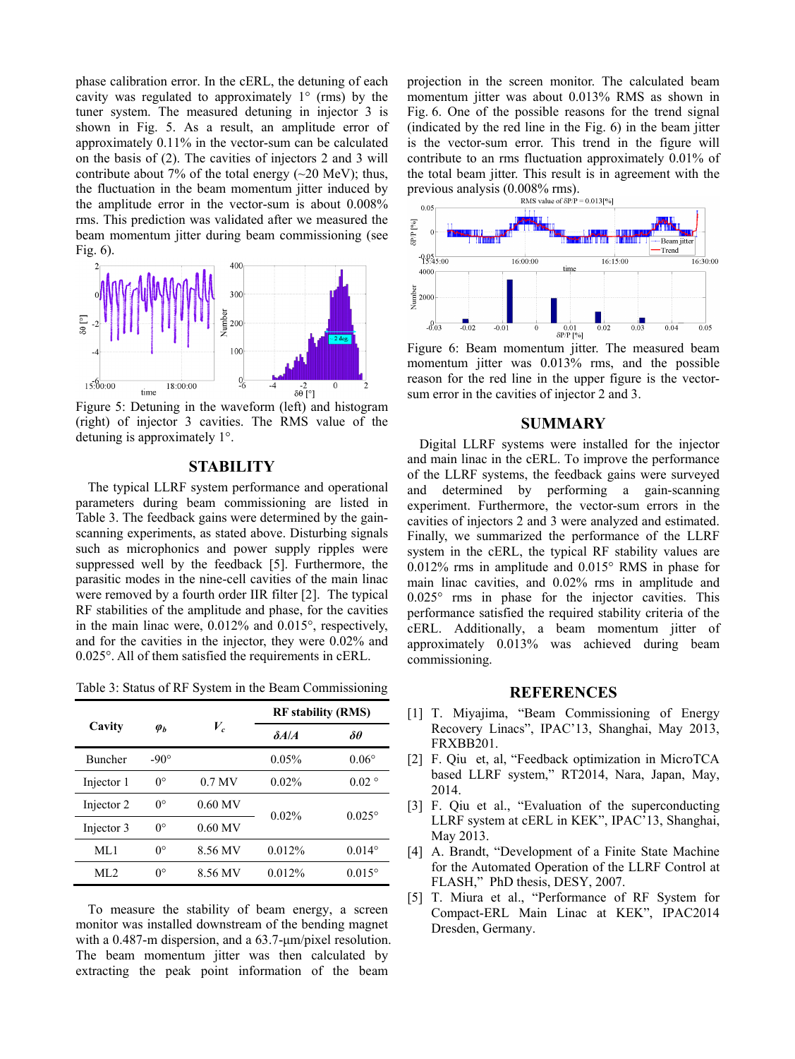phase calibration error. In the cERL, the detuning of each cavity was regulated to approximately 1° (rms) by the tuner system. The measured detuning in injector 3 is shown in Fig. 5. As a result, an amplitude error of approximately 0.11% in the vector-sum can be calculated on the basis of (2). The cavities of injectors 2 and 3 will contribute about 7% of the total energy (~20 MeV); thus, the fluctuation in the beam momentum jitter induced by the amplitude error in the vector-sum is about 0.008% rms. This prediction was validated after we measured the beam momentum jitter during beam commissioning (see Fig. 6).

Figure 5: Detuning in the waveform (left) and histogram (right) of injector 3 cavities. The RMS value of the detuning is approximately 1°.

## STABILITY

The typical LLRF system performance and operational parameters during beam commissioning are listed in Table 3. The feedback gains were determined by the gain-scanning experiments, as stated above. Disturbing signals such as microphonics and power supply ripples were suppressed well by the feedback [5]. Furthermore, the parasitic modes in the nine-cell cavities of the main linac were removed by a fourth order IIR filter [2]. The typical RF stabilities of the amplitude and phase, for the cavities in the main linac were, 0.012% and 0.015°, respectively, and for the cavities in the injector, they were 0.02% and 0.025°. All of them satisfied the requirements in cERL.

Table 3: Status of RF System in the Beam Commissioning

| Cavity | $\varphi_b$ | $V_c$ | RF stability (RMS) | |
|---|---|---|---|---|
| | | | $\delta A/A$ | $\delta\theta$ |
| Buncher | -90° | | 0.05% | 0.06° |
| Injector 1 | 0° | 0.7 MV | 0.02% | 0.02 ° |
| Injector 2 | 0° | 0.60 MV | 0.02% | 0.025° |
| Injector 3 | 0° | 0.60 MV | | |
| ML1 | 0° | 8.56 MV | 0.012% | 0.014° |
| ML2 | 0° | 8.56 MV | 0.012% | 0.015° |

To measure the stability of beam energy, a screen monitor was installed downstream of the bending magnet with a 0.487-m dispersion, and a 63.7-μm/pixel resolution. The beam momentum jitter was then calculated by extracting the peak point information of the beam projection in the screen monitor. The calculated beam momentum jitter was about 0.013% RMS as shown in Fig. 6. One of the possible reasons for the trend signal (indicated by the red line in the Fig. 6) in the beam jitter is the vector-sum error. This trend in the figure will contribute to an rms fluctuation approximately 0.01% of the total beam jitter. This result is in agreement with the previous analysis (0.008% rms).

RMS value of δP/P = 0.013[%]

Figure 6: Beam momentum jitter. The measured beam momentum jitter was 0.013% rms, and the possible reason for the red line in the upper figure is the vector-sum error in the cavities of injector 2 and 3.

## SUMMARY

Digital LLRF systems were installed for the injector and main linac in the cERL. To improve the performance of the LLRF systems, the feedback gains were surveyed and determined by performing a gain-scanning experiment. Furthermore, the vector-sum errors in the cavities of injectors 2 and 3 were analyzed and estimated. Finally, we summarized the performance of the LLRF system in the cERL, the typical RF stability values are 0.012% rms in amplitude and 0.015° RMS in phase for main linac cavities, and 0.02% rms in amplitude and 0.025° rms in phase for the injector cavities. This performance satisfied the required stability criteria of the cERL. Additionally, a beam momentum jitter of approximately 0.013% was achieved during beam commissioning.

## REFERENCES

[1] T. Miyajima, "Beam Commissioning of Energy Recovery Linacs", IPAC'13, Shanghai, May 2013, FRXBB201.

[2] F. Qiu et, al, "Feedback optimization in MicroTCA based LLRF system," RT2014, Nara, Japan, May, 2014.

[3] F. Qiu et al., "Evaluation of the superconducting LLRF system at cERL in KEK", IPAC'13, Shanghai, May 2013.

[4] A. Brandt, "Development of a Finite State Machine for the Automated Operation of the LLRF Control at FLASH," PhD thesis, DESY, 2007.

[5] T. Miura et al., "Performance of RF System for Compact-ERL Main Linac at KEK", IPAC2014 Dresden, Germany.